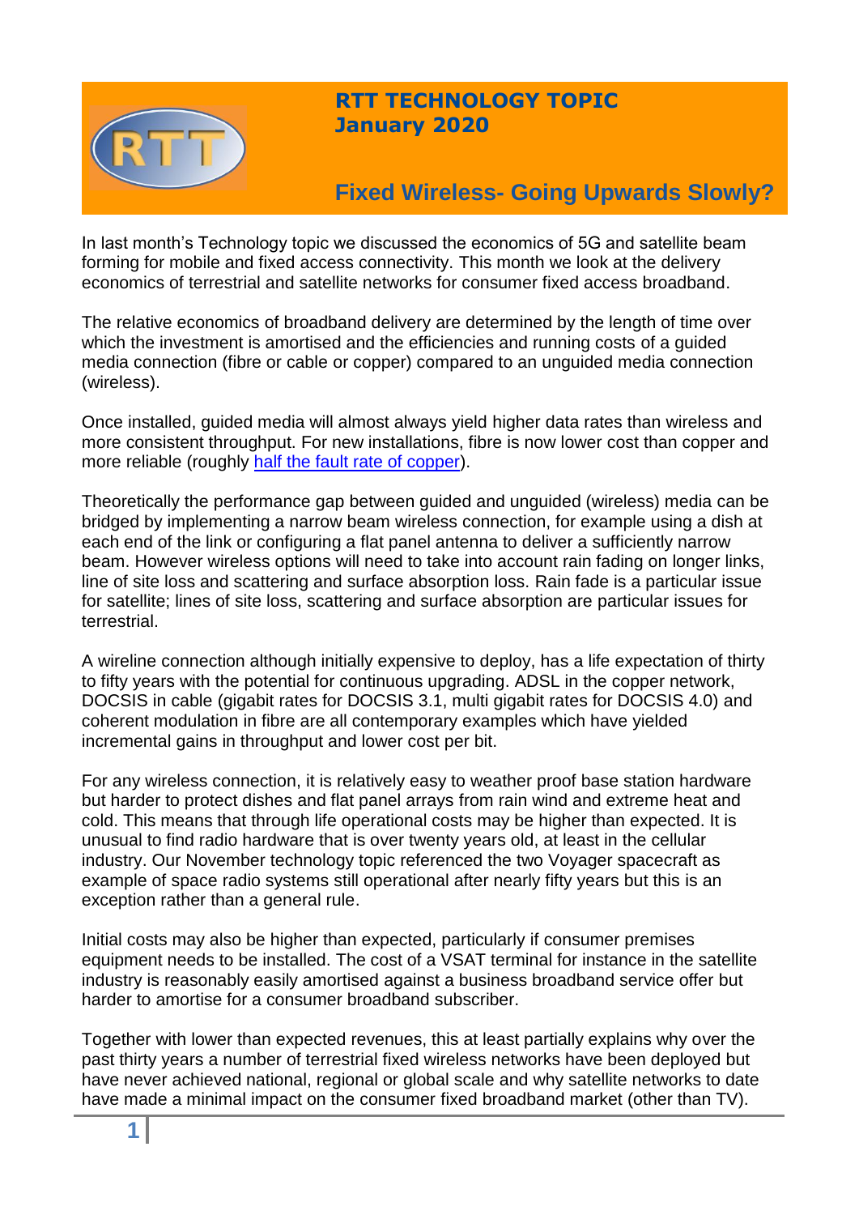# RTT TECHNOLOGY TOPIC
## January 2020

## Fixed Wireless- Going Upwards Slowly?

In last month's Technology topic we discussed the economics of 5G and satellite beam forming for mobile and fixed access connectivity. This month we look at the delivery economics of terrestrial and satellite networks for consumer fixed access broadband.

The relative economics of broadband delivery are determined by the length of time over which the investment is amortised and the efficiencies and running costs of a guided media connection (fibre or cable or copper) compared to an unguided media connection (wireless).

Once installed, guided media will almost always yield higher data rates than wireless and more consistent throughput. For new installations, fibre is now lower cost than copper and more reliable (roughly half the fault rate of copper).

Theoretically the performance gap between guided and unguided (wireless) media can be bridged by implementing a narrow beam wireless connection, for example using a dish at each end of the link or configuring a flat panel antenna to deliver a sufficiently narrow beam. However wireless options will need to take into account rain fading on longer links, line of site loss and scattering and surface absorption loss. Rain fade is a particular issue for satellite; lines of site loss, scattering and surface absorption are particular issues for terrestrial.

A wireline connection although initially expensive to deploy, has a life expectation of thirty to fifty years with the potential for continuous upgrading. ADSL in the copper network, DOCSIS in cable (gigabit rates for DOCSIS 3.1, multi gigabit rates for DOCSIS 4.0) and coherent modulation in fibre are all contemporary examples which have yielded incremental gains in throughput and lower cost per bit.

For any wireless connection, it is relatively easy to weather proof base station hardware but harder to protect dishes and flat panel arrays from rain wind and extreme heat and cold. This means that through life operational costs may be higher than expected. It is unusual to find radio hardware that is over twenty years old, at least in the cellular industry. Our November technology topic referenced the two Voyager spacecraft as example of space radio systems still operational after nearly fifty years but this is an exception rather than a general rule.

Initial costs may also be higher than expected, particularly if consumer premises equipment needs to be installed. The cost of a VSAT terminal for instance in the satellite industry is reasonably easily amortised against a business broadband service offer but harder to amortise for a consumer broadband subscriber.

Together with lower than expected revenues, this at least partially explains why over the past thirty years a number of terrestrial fixed wireless networks have been deployed but have never achieved national, regional or global scale and why satellite networks to date have made a minimal impact on the consumer fixed broadband market (other than TV).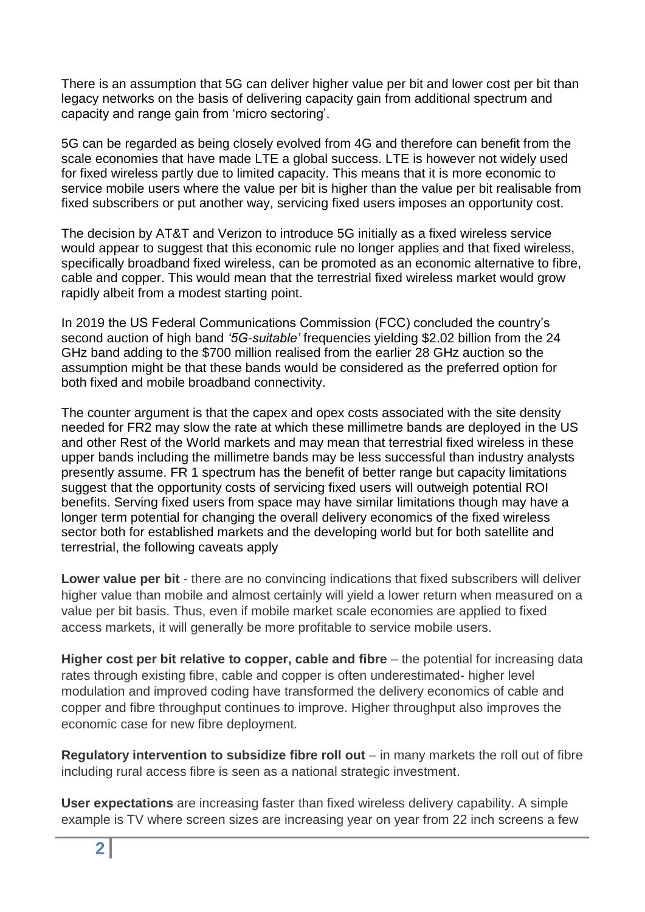There is an assumption that 5G can deliver higher value per bit and lower cost per bit than legacy networks on the basis of delivering capacity gain from additional spectrum and capacity and range gain from 'micro sectoring'.

5G can be regarded as being closely evolved from 4G and therefore can benefit from the scale economies that have made LTE a global success. LTE is however not widely used for fixed wireless partly due to limited capacity. This means that it is more economic to service mobile users where the value per bit is higher than the value per bit realisable from fixed subscribers or put another way, servicing fixed users imposes an opportunity cost.

The decision by AT&T and Verizon to introduce 5G initially as a fixed wireless service would appear to suggest that this economic rule no longer applies and that fixed wireless, specifically broadband fixed wireless, can be promoted as an economic alternative to fibre, cable and copper. This would mean that the terrestrial fixed wireless market would grow rapidly albeit from a modest starting point.

In 2019 the US Federal Communications Commission (FCC) concluded the country's second auction of high band *'5G-suitable'* frequencies yielding $2.02 billion from the 24 GHz band adding to the $700 million realised from the earlier 28 GHz auction so the assumption might be that these bands would be considered as the preferred option for both fixed and mobile broadband connectivity.

The counter argument is that the capex and opex costs associated with the site density needed for FR2 may slow the rate at which these millimetre bands are deployed in the US and other Rest of the World markets and may mean that terrestrial fixed wireless in these upper bands including the millimetre bands may be less successful than industry analysts presently assume. FR 1 spectrum has the benefit of better range but capacity limitations suggest that the opportunity costs of servicing fixed users will outweigh potential ROI benefits. Serving fixed users from space may have similar limitations though may have a longer term potential for changing the overall delivery economics of the fixed wireless sector both for established markets and the developing world but for both satellite and terrestrial, the following caveats apply

**Lower value per bit** - there are no convincing indications that fixed subscribers will deliver higher value than mobile and almost certainly will yield a lower return when measured on a value per bit basis. Thus, even if mobile market scale economies are applied to fixed access markets, it will generally be more profitable to service mobile users.

**Higher cost per bit relative to copper, cable and fibre** – the potential for increasing data rates through existing fibre, cable and copper is often underestimated- higher level modulation and improved coding have transformed the delivery economics of cable and copper and fibre throughput continues to improve. Higher throughput also improves the economic case for new fibre deployment.

**Regulatory intervention to subsidize fibre roll out** – in many markets the roll out of fibre including rural access fibre is seen as a national strategic investment.

**User expectations** are increasing faster than fixed wireless delivery capability. A simple example is TV where screen sizes are increasing year on year from 22 inch screens a few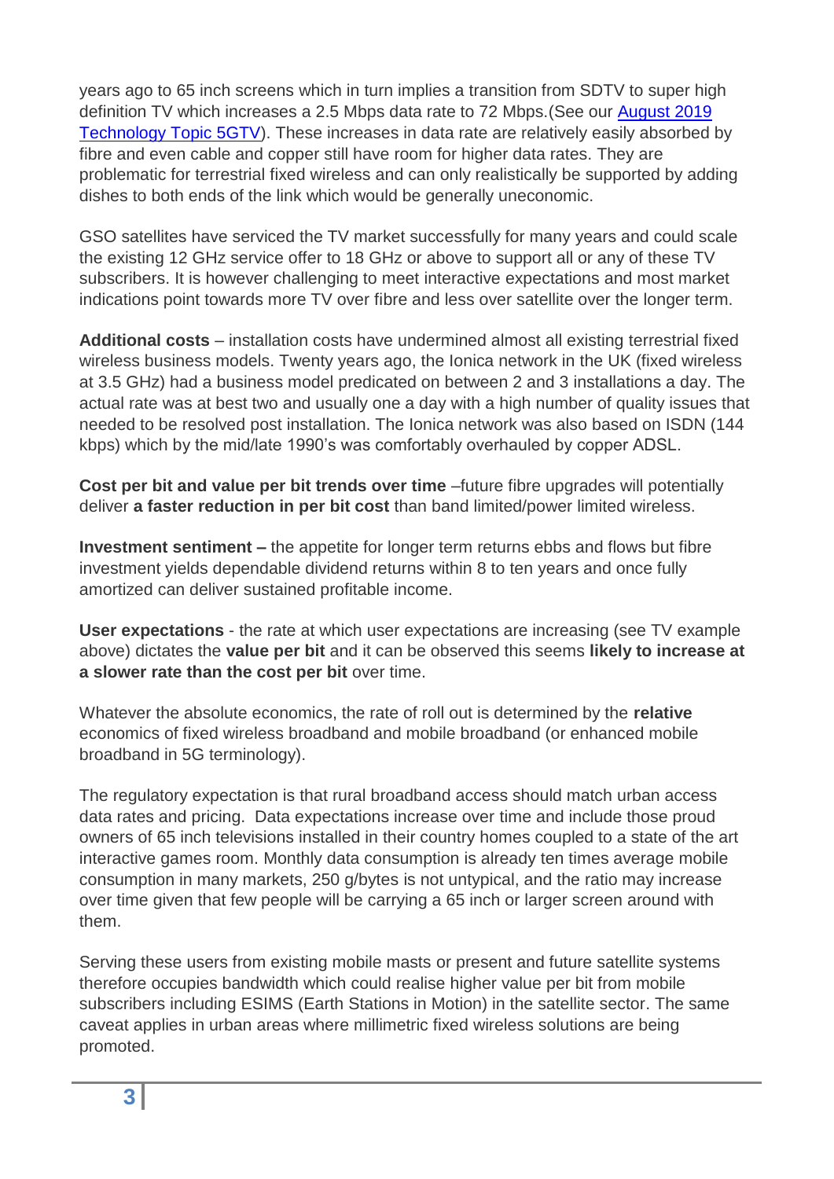years ago to 65 inch screens which in turn implies a transition from SDTV to super high definition TV which increases a 2.5 Mbps data rate to 72 Mbps.(See our [August 2019 Technology Topic 5GTV](#)). These increases in data rate are relatively easily absorbed by fibre and even cable and copper still have room for higher data rates. They are problematic for terrestrial fixed wireless and can only realistically be supported by adding dishes to both ends of the link which would be generally uneconomic.

GSO satellites have serviced the TV market successfully for many years and could scale the existing 12 GHz service offer to 18 GHz or above to support all or any of these TV subscribers. It is however challenging to meet interactive expectations and most market indications point towards more TV over fibre and less over satellite over the longer term.

**Additional costs** – installation costs have undermined almost all existing terrestrial fixed wireless business models. Twenty years ago, the Ionica network in the UK (fixed wireless at 3.5 GHz) had a business model predicated on between 2 and 3 installations a day. The actual rate was at best two and usually one a day with a high number of quality issues that needed to be resolved post installation. The Ionica network was also based on ISDN (144 kbps) which by the mid/late 1990's was comfortably overhauled by copper ADSL.

**Cost per bit and value per bit trends over time** –future fibre upgrades will potentially deliver **a faster reduction in per bit cost** than band limited/power limited wireless.

**Investment sentiment –** the appetite for longer term returns ebbs and flows but fibre investment yields dependable dividend returns within 8 to ten years and once fully amortized can deliver sustained profitable income.

**User expectations** - the rate at which user expectations are increasing (see TV example above) dictates the **value per bit** and it can be observed this seems **likely to increase at a slower rate than the cost per bit** over time.

Whatever the absolute economics, the rate of roll out is determined by the **relative** economics of fixed wireless broadband and mobile broadband (or enhanced mobile broadband in 5G terminology).

The regulatory expectation is that rural broadband access should match urban access data rates and pricing. Data expectations increase over time and include those proud owners of 65 inch televisions installed in their country homes coupled to a state of the art interactive games room. Monthly data consumption is already ten times average mobile consumption in many markets, 250 g/bytes is not untypical, and the ratio may increase over time given that few people will be carrying a 65 inch or larger screen around with them.

Serving these users from existing mobile masts or present and future satellite systems therefore occupies bandwidth which could realise higher value per bit from mobile subscribers including ESIMS (Earth Stations in Motion) in the satellite sector. The same caveat applies in urban areas where millimetric fixed wireless solutions are being promoted.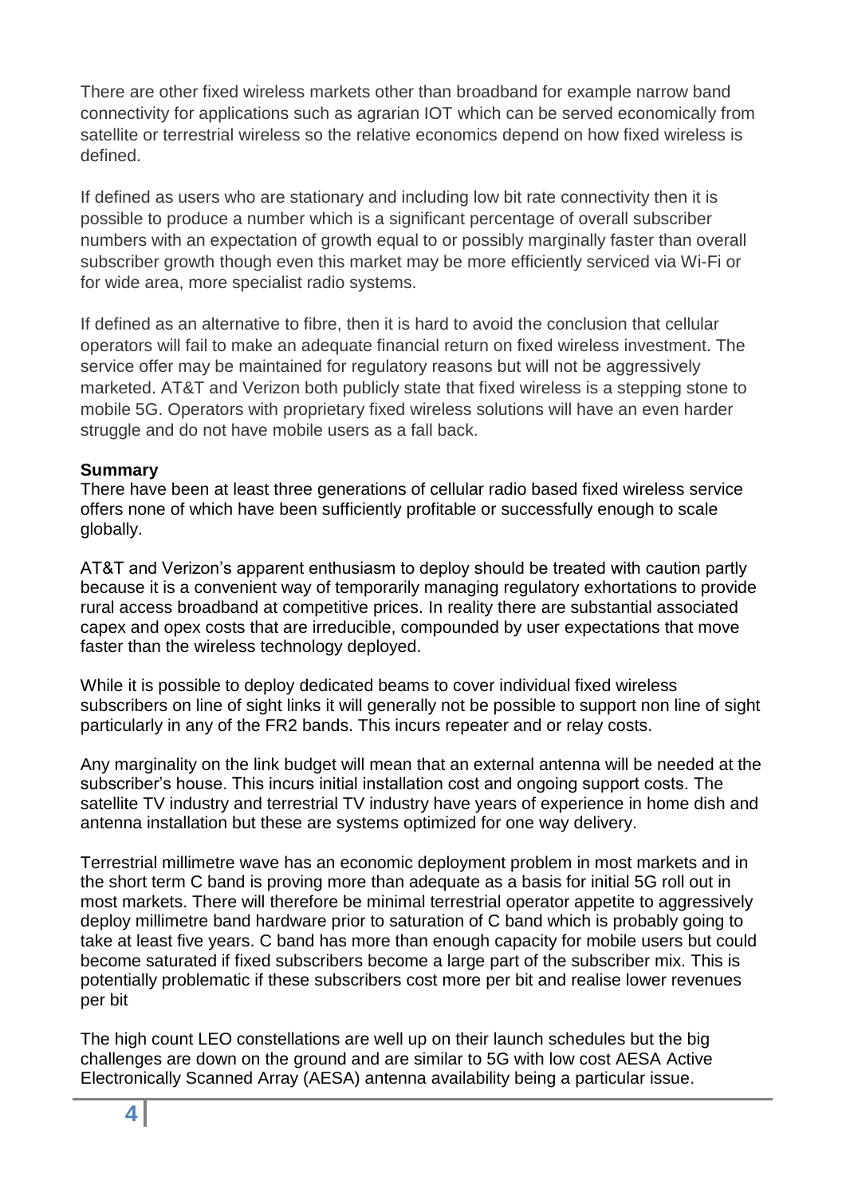There are other fixed wireless markets other than broadband for example narrow band connectivity for applications such as agrarian IOT which can be served economically from satellite or terrestrial wireless so the relative economics depend on how fixed wireless is defined.

If defined as users who are stationary and including low bit rate connectivity then it is possible to produce a number which is a significant percentage of overall subscriber numbers with an expectation of growth equal to or possibly marginally faster than overall subscriber growth though even this market may be more efficiently serviced via Wi-Fi or for wide area, more specialist radio systems.

If defined as an alternative to fibre, then it is hard to avoid the conclusion that cellular operators will fail to make an adequate financial return on fixed wireless investment. The service offer may be maintained for regulatory reasons but will not be aggressively marketed. AT&T and Verizon both publicly state that fixed wireless is a stepping stone to mobile 5G. Operators with proprietary fixed wireless solutions will have an even harder struggle and do not have mobile users as a fall back.

**Summary**

There have been at least three generations of cellular radio based fixed wireless service offers none of which have been sufficiently profitable or successfully enough to scale globally.

AT&T and Verizon's apparent enthusiasm to deploy should be treated with caution partly because it is a convenient way of temporarily managing regulatory exhortations to provide rural access broadband at competitive prices. In reality there are substantial associated capex and opex costs that are irreducible, compounded by user expectations that move faster than the wireless technology deployed.

While it is possible to deploy dedicated beams to cover individual fixed wireless subscribers on line of sight links it will generally not be possible to support non line of sight particularly in any of the FR2 bands. This incurs repeater and or relay costs.

Any marginality on the link budget will mean that an external antenna will be needed at the subscriber's house. This incurs initial installation cost and ongoing support costs. The satellite TV industry and terrestrial TV industry have years of experience in home dish and antenna installation but these are systems optimized for one way delivery.

Terrestrial millimetre wave has an economic deployment problem in most markets and in the short term C band is proving more than adequate as a basis for initial 5G roll out in most markets. There will therefore be minimal terrestrial operator appetite to aggressively deploy millimetre band hardware prior to saturation of C band which is probably going to take at least five years. C band has more than enough capacity for mobile users but could become saturated if fixed subscribers become a large part of the subscriber mix. This is potentially problematic if these subscribers cost more per bit and realise lower revenues per bit

The high count LEO constellations are well up on their launch schedules but the big challenges are down on the ground and are similar to 5G with low cost AESA Active Electronically Scanned Array (AESA) antenna availability being a particular issue.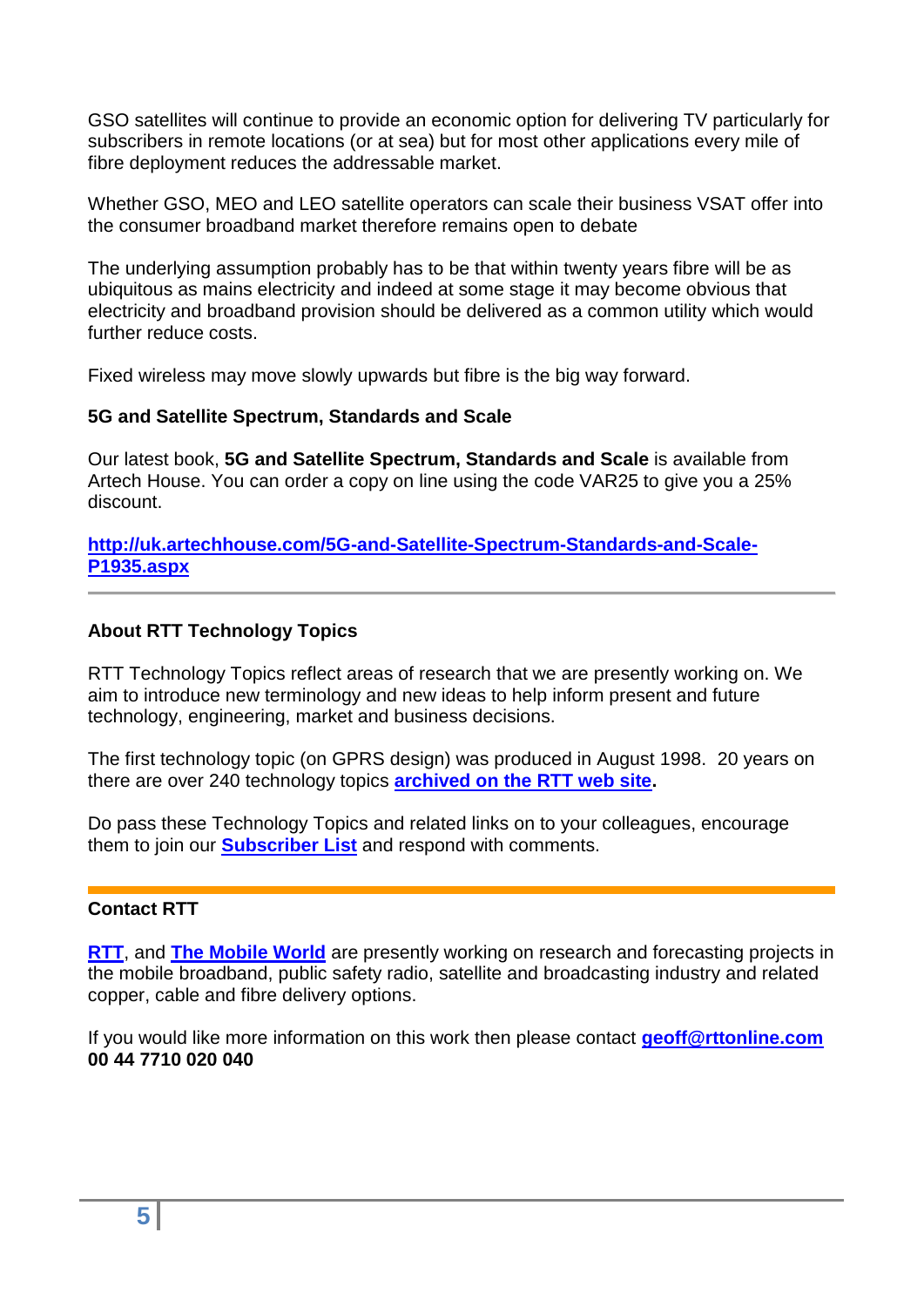GSO satellites will continue to provide an economic option for delivering TV particularly for subscribers in remote locations (or at sea) but for most other applications every mile of fibre deployment reduces the addressable market.

Whether GSO, MEO and LEO satellite operators can scale their business VSAT offer into the consumer broadband market therefore remains open to debate

The underlying assumption probably has to be that within twenty years fibre will be as ubiquitous as mains electricity and indeed at some stage it may become obvious that electricity and broadband provision should be delivered as a common utility which would further reduce costs.

Fixed wireless may move slowly upwards but fibre is the big way forward.

**5G and Satellite Spectrum, Standards and Scale**

Our latest book, **5G and Satellite Spectrum, Standards and Scale** is available from Artech House. You can order a copy on line using the code VAR25 to give you a 25% discount.

**http://uk.artechhouse.com/5G-and-Satellite-Spectrum-Standards-and-Scale-P1935.aspx**

---

**About RTT Technology Topics**

RTT Technology Topics reflect areas of research that we are presently working on. We aim to introduce new terminology and new ideas to help inform present and future technology, engineering, market and business decisions.

The first technology topic (on GPRS design) was produced in August 1998. 20 years on there are over 240 technology topics **archived on the RTT web site**.

Do pass these Technology Topics and related links on to your colleagues, encourage them to join our **Subscriber List** and respond with comments.

---

**Contact RTT**

**RTT**, and **The Mobile World** are presently working on research and forecasting projects in the mobile broadband, public safety radio, satellite and broadcasting industry and related copper, cable and fibre delivery options.

If you would like more information on this work then please contact **geoff@rttonline.com**
**00 44 7710 020 040**